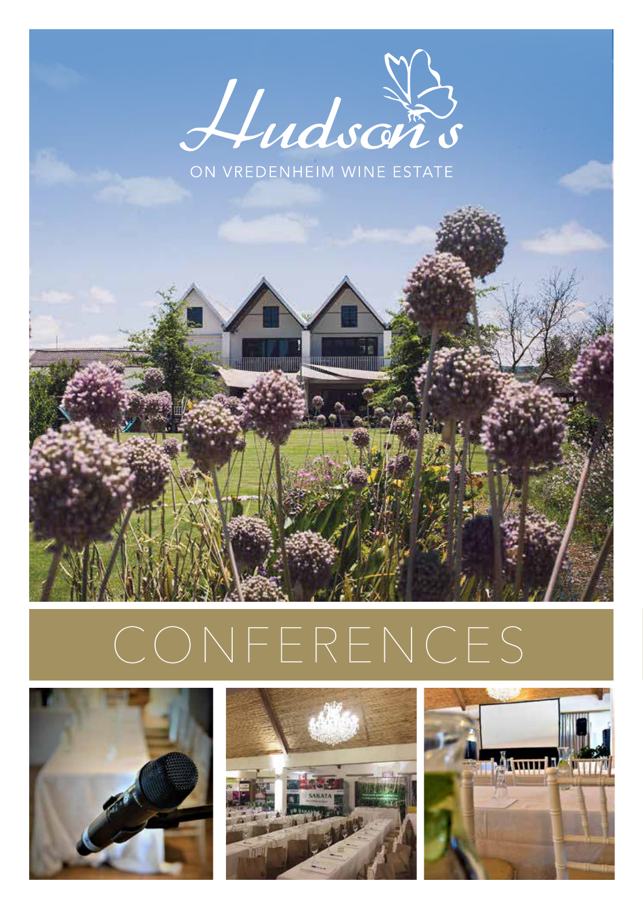# Hudson's

ON VREDENHEIM WINE ESTATE

# CONFERENCES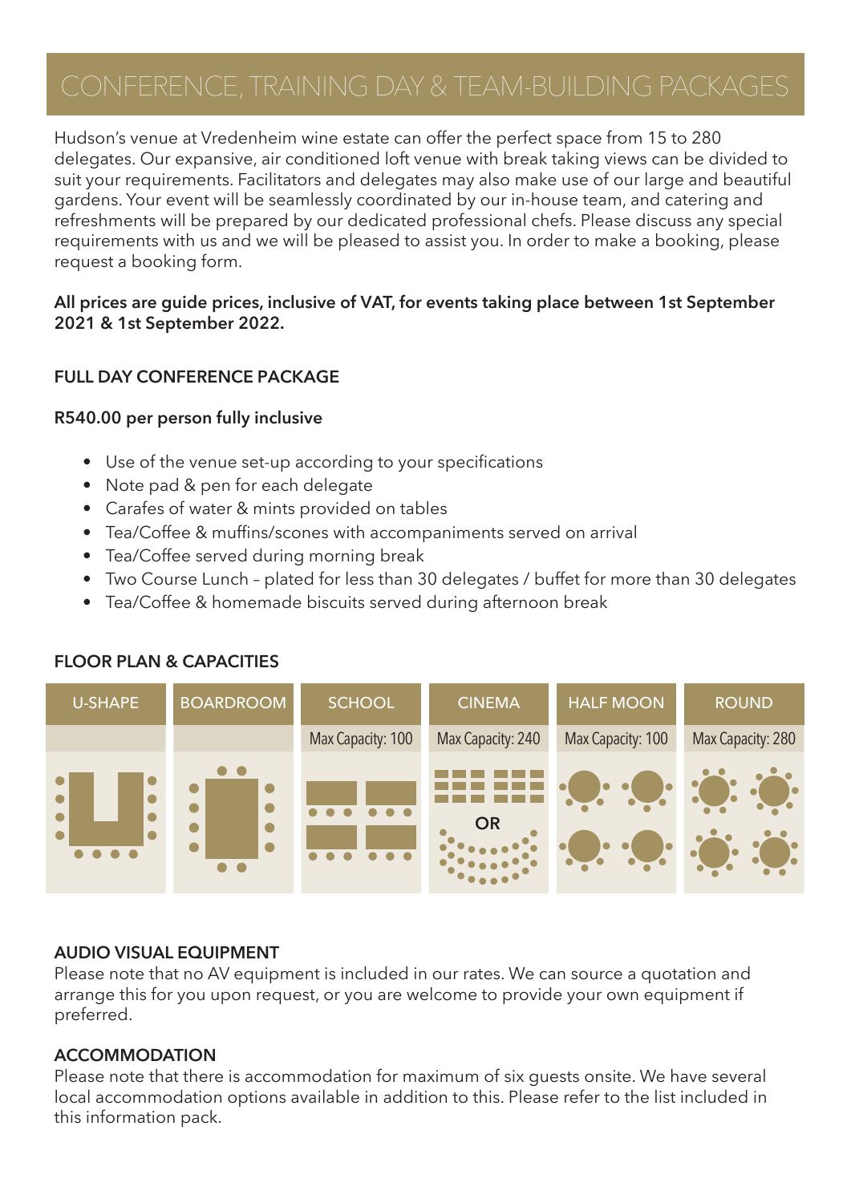# CONFERENCE, TRAINING DAY & TEAM-BUILDING PACKAGES

Hudson's venue at Vredenheim wine estate can offer the perfect space from 15 to 280 delegates. Our expansive, air conditioned loft venue with break taking views can be divided to suit your requirements. Facilitators and delegates may also make use of our large and beautiful gardens. Your event will be seamlessly coordinated by our in-house team, and catering and refreshments will be prepared by our dedicated professional chefs. Please discuss any special requirements with us and we will be pleased to assist you. In order to make a booking, please request a booking form.

**All prices are guide prices, inclusive of VAT, for events taking place between 1st September 2021 & 1st September 2022.**

## FULL DAY CONFERENCE PACKAGE

**R540.00 per person fully inclusive**

- Use of the venue set-up according to your specifications
- Note pad & pen for each delegate
- Carafes of water & mints provided on tables
- Tea/Coffee & muffins/scones with accompaniments served on arrival
- Tea/Coffee served during morning break
- Two Course Lunch – plated for less than 30 delegates / buffet for more than 30 delegates
- Tea/Coffee & homemade biscuits served during afternoon break

## FLOOR PLAN & CAPACITIES

| U-SHAPE | BOARDROOM | SCHOOL | CINEMA | HALF MOON | ROUND |
|---|---|---|---|---|---|
| | | Max Capacity: 100 | Max Capacity: 240 | Max Capacity: 100 | Max Capacity: 280 |
| | | | OR | | |

## AUDIO VISUAL EQUIPMENT

Please note that no AV equipment is included in our rates. We can source a quotation and arrange this for you upon request, or you are welcome to provide your own equipment if preferred.

## ACCOMMODATION

Please note that there is accommodation for maximum of six guests onsite. We have several local accommodation options available in addition to this. Please refer to the list included in this information pack.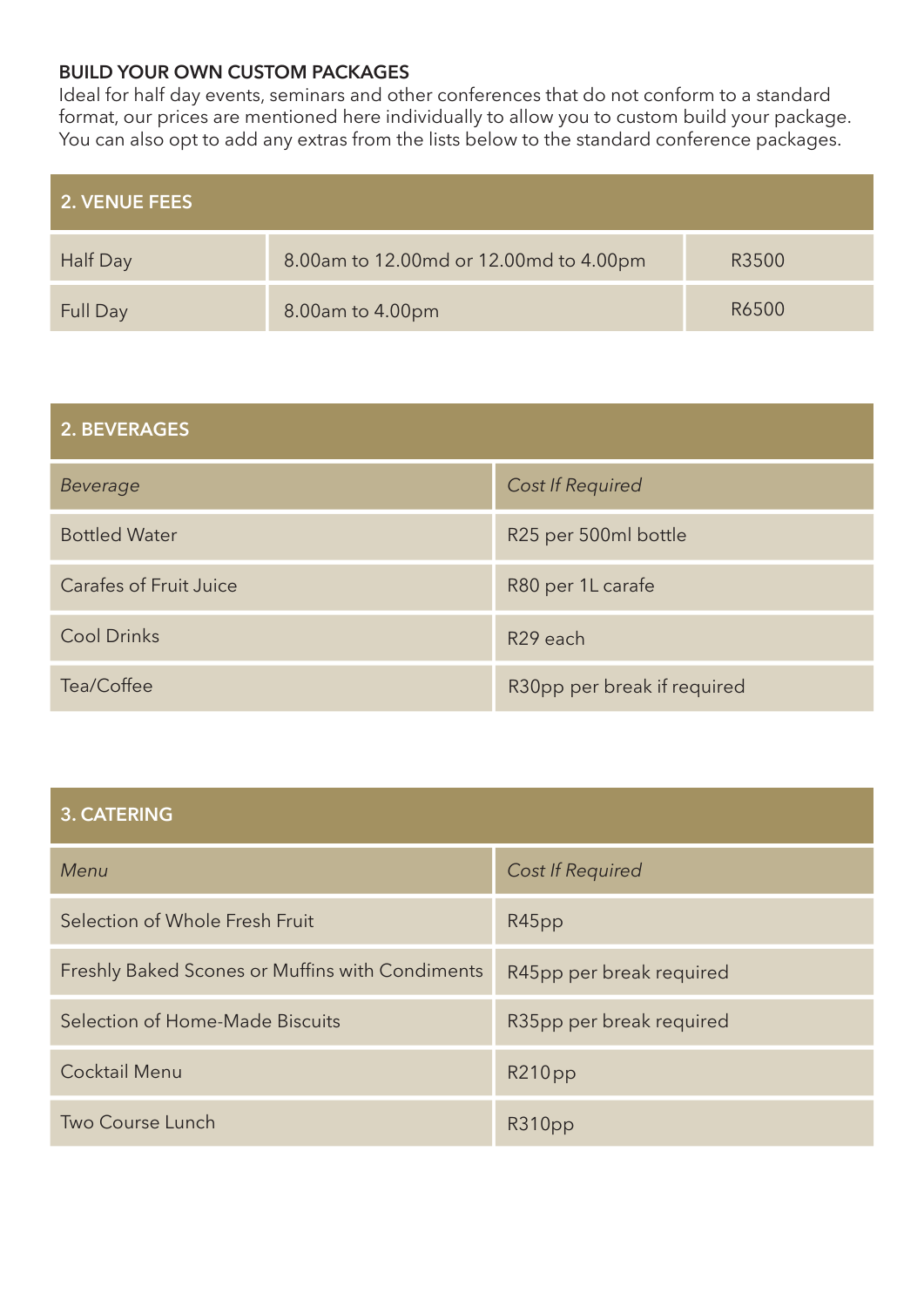## BUILD YOUR OWN CUSTOM PACKAGES

Ideal for half day events, seminars and other conferences that do not conform to a standard format, our prices are mentioned here individually to allow you to custom build your package. You can also opt to add any extras from the lists below to the standard conference packages.

| 2. VENUE FEES | | |
|---|---|---|
| Half Day | 8.00am to 12.00md or 12.00md to 4.00pm | R3500 |
| Full Day | 8.00am to 4.00pm | R6500 |

| 2. BEVERAGES | |
|---|---|
| *Beverage* | *Cost If Required* |
| Bottled Water | R25 per 500ml bottle |
| Carafes of Fruit Juice | R80 per 1L carafe |
| Cool Drinks | R29 each |
| Tea/Coffee | R30pp per break if required |

| 3. CATERING | |
|---|---|
| *Menu* | *Cost If Required* |
| Selection of Whole Fresh Fruit | R45pp |
| Freshly Baked Scones or Muffins with Condiments | R45pp per break required |
| Selection of Home-Made Biscuits | R35pp per break required |
| Cocktail Menu | R210pp |
| Two Course Lunch | R310pp |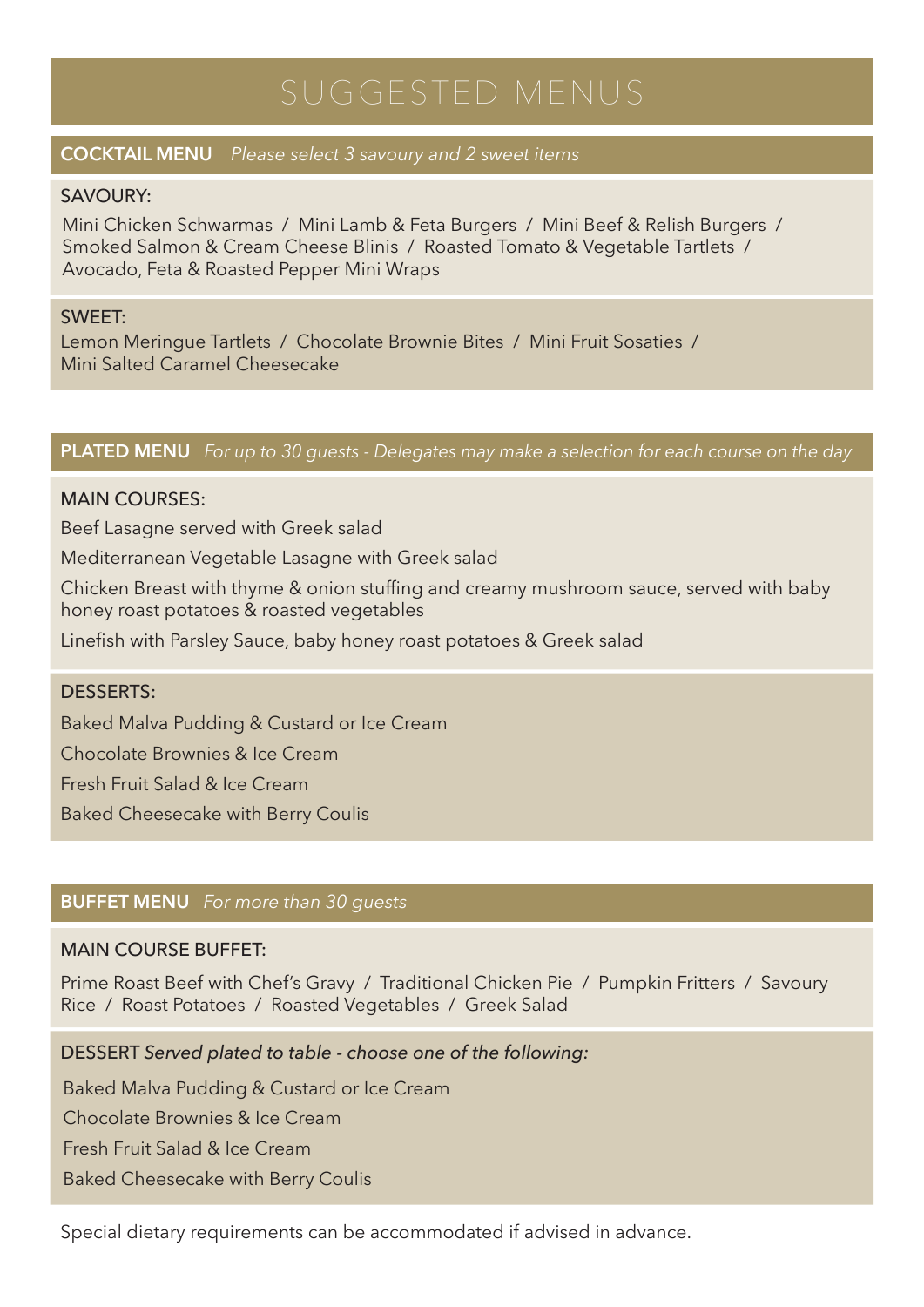# SUGGESTED MENUS

## COCKTAIL MENU *Please select 3 savoury and 2 sweet items*

### SAVOURY:

Mini Chicken Schwarmas / Mini Lamb & Feta Burgers / Mini Beef & Relish Burgers / Smoked Salmon & Cream Cheese Blinis / Roasted Tomato & Vegetable Tartlets / Avocado, Feta & Roasted Pepper Mini Wraps

### SWEET:

Lemon Meringue Tartlets / Chocolate Brownie Bites / Mini Fruit Sosaties / Mini Salted Caramel Cheesecake

## PLATED MENU *For up to 30 guests - Delegates may make a selection for each course on the day*

### MAIN COURSES:

Beef Lasagne served with Greek salad

Mediterranean Vegetable Lasagne with Greek salad

Chicken Breast with thyme & onion stuffing and creamy mushroom sauce, served with baby honey roast potatoes & roasted vegetables

Linefish with Parsley Sauce, baby honey roast potatoes & Greek salad

### DESSERTS:

Baked Malva Pudding & Custard or Ice Cream

Chocolate Brownies & Ice Cream

Fresh Fruit Salad & Ice Cream

Baked Cheesecake with Berry Coulis

## BUFFET MENU *For more than 30 guests*

### MAIN COURSE BUFFET:

Prime Roast Beef with Chef's Gravy / Traditional Chicken Pie / Pumpkin Fritters / Savoury Rice / Roast Potatoes / Roasted Vegetables / Greek Salad

### DESSERT *Served plated to table - choose one of the following:*

Baked Malva Pudding & Custard or Ice Cream

Chocolate Brownies & Ice Cream

Fresh Fruit Salad & Ice Cream

Baked Cheesecake with Berry Coulis

Special dietary requirements can be accommodated if advised in advance.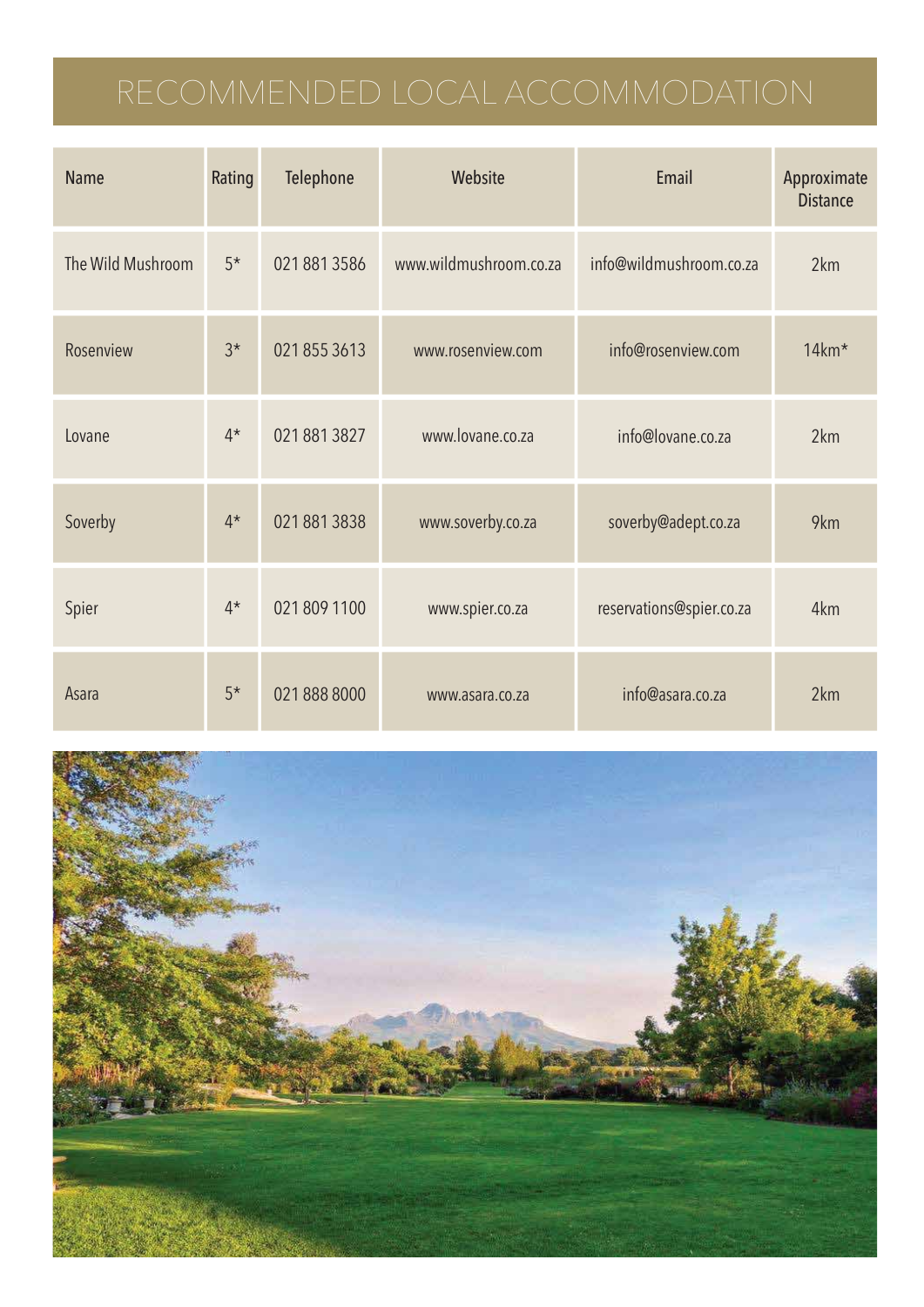# RECOMMENDED LOCAL ACCOMMODATION

| Name | Rating | Telephone | Website | Email | Approximate Distance |
|---|---|---|---|---|---|
| The Wild Mushroom | 5* | 021 881 3586 | www.wildmushroom.co.za | info@wildmushroom.co.za | 2km |
| Rosenview | 3* | 021 855 3613 | www.rosenview.com | info@rosenview.com | 14km* |
| Lovane | 4* | 021 881 3827 | www.lovane.co.za | info@lovane.co.za | 2km |
| Soverby | 4* | 021 881 3838 | www.soverby.co.za | soverby@adept.co.za | 9km |
| Spier | 4* | 021 809 1100 | www.spier.co.za | reservations@spier.co.za | 4km |
| Asara | 5* | 021 888 8000 | www.asara.co.za | info@asara.co.za | 2km |